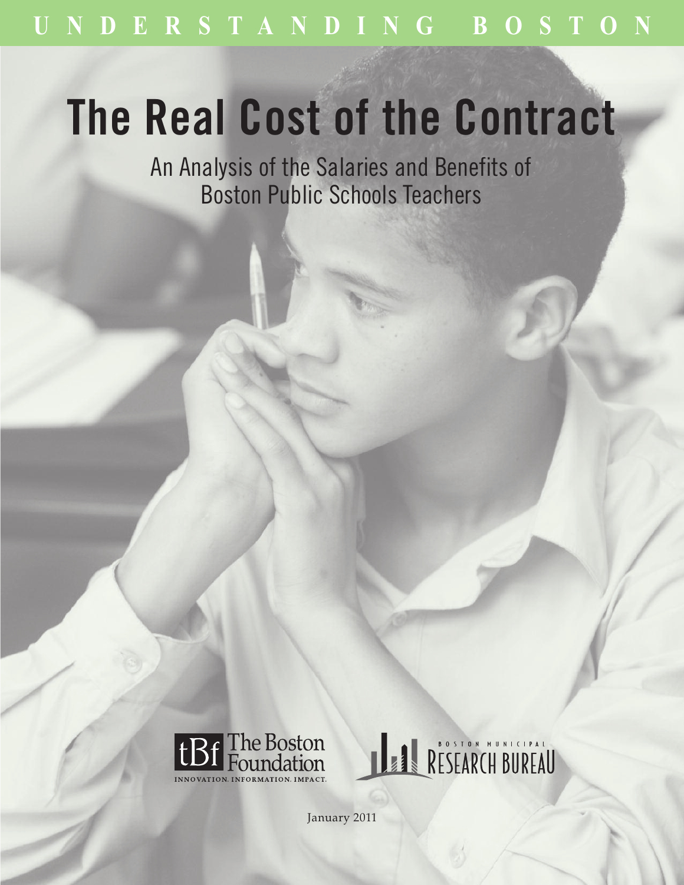UNDERSTANDING BOSTON

# The Real Cost of the Contract

## An Analysis of the Salaries and Benefits of Boston Public Schools Teachers

The Boston Foundation
INNOVATION. INFORMATION. IMPACT.

BOSTON MUNICIPAL RESEARCH BUREAU

January 2011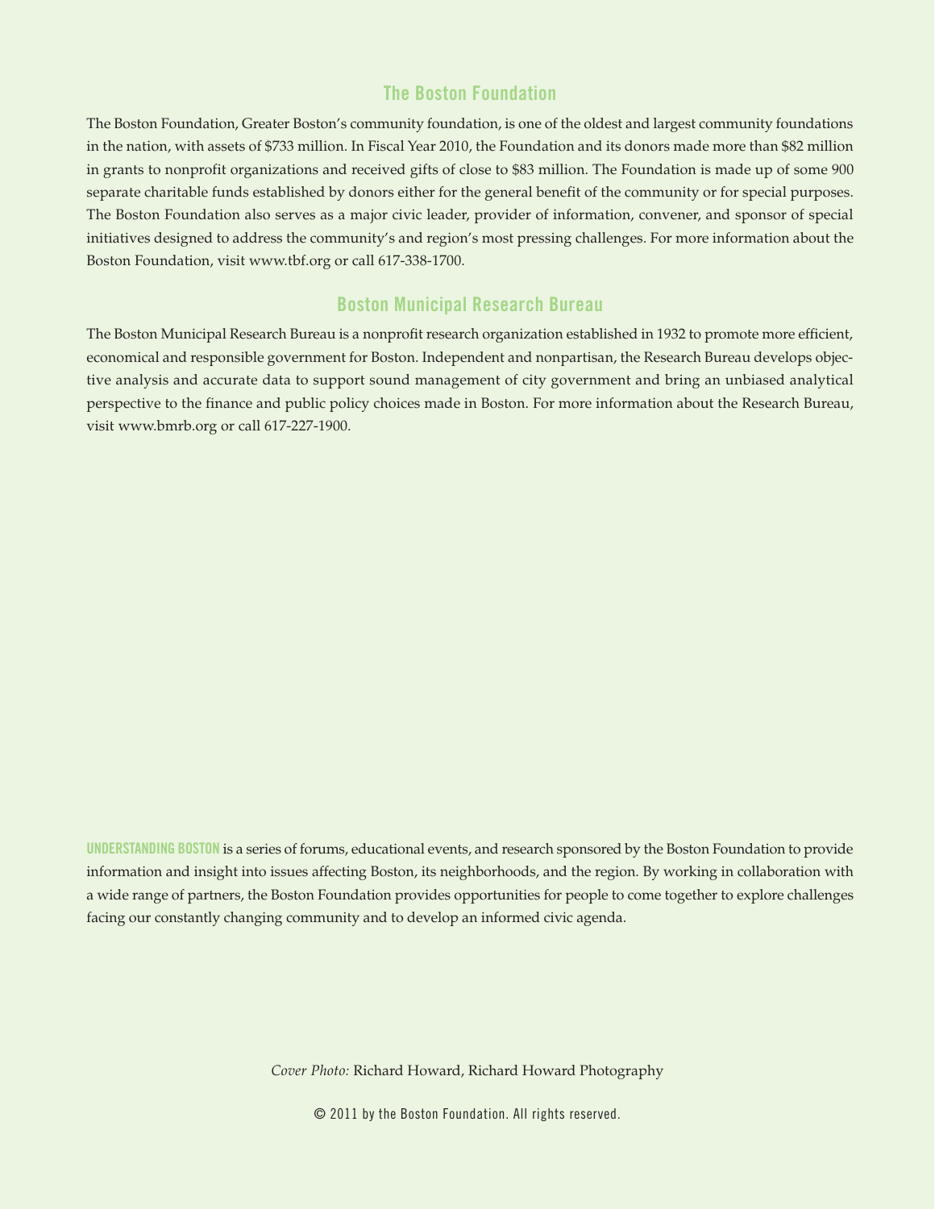## The Boston Foundation

The Boston Foundation, Greater Boston's community foundation, is one of the oldest and largest community foundations in the nation, with assets of $733 million. In Fiscal Year 2010, the Foundation and its donors made more than $82 million in grants to nonprofit organizations and received gifts of close to $83 million. The Foundation is made up of some 900 separate charitable funds established by donors either for the general benefit of the community or for special purposes. The Boston Foundation also serves as a major civic leader, provider of information, convener, and sponsor of special initiatives designed to address the community's and region's most pressing challenges. For more information about the Boston Foundation, visit www.tbf.org or call 617-338-1700.

## Boston Municipal Research Bureau

The Boston Municipal Research Bureau is a nonprofit research organization established in 1932 to promote more efficient, economical and responsible government for Boston. Independent and nonpartisan, the Research Bureau develops objective analysis and accurate data to support sound management of city government and bring an unbiased analytical perspective to the finance and public policy choices made in Boston. For more information about the Research Bureau, visit www.bmrb.org or call 617-227-1900.

**UNDERSTANDING BOSTON** is a series of forums, educational events, and research sponsored by the Boston Foundation to provide information and insight into issues affecting Boston, its neighborhoods, and the region. By working in collaboration with a wide range of partners, the Boston Foundation provides opportunities for people to come together to explore challenges facing our constantly changing community and to develop an informed civic agenda.

*Cover Photo:* Richard Howard, Richard Howard Photography

© 2011 by the Boston Foundation. All rights reserved.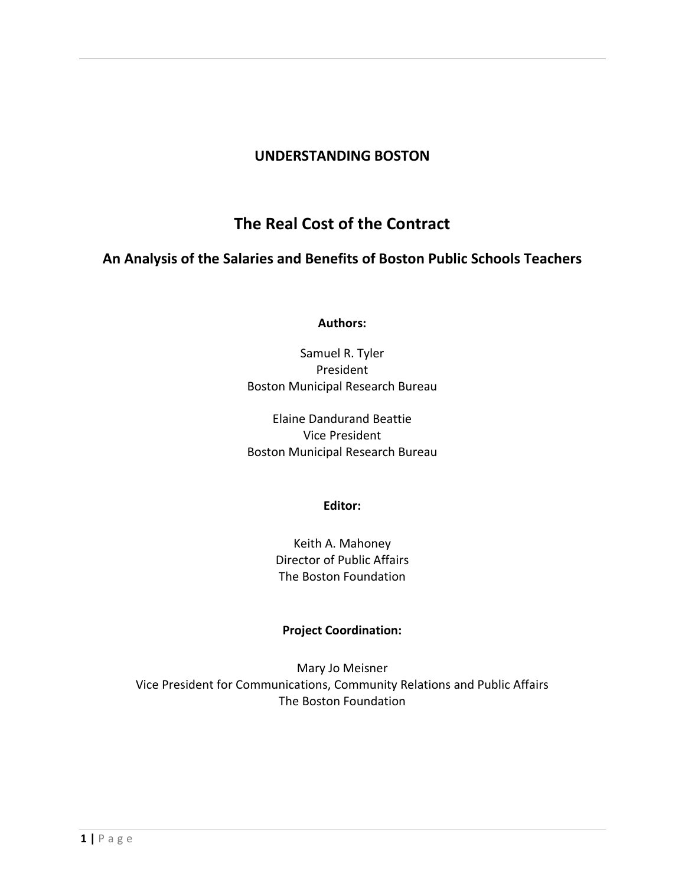**UNDERSTANDING BOSTON**

# The Real Cost of the Contract

## An Analysis of the Salaries and Benefits of Boston Public Schools Teachers

**Authors:**

Samuel R. Tyler
President
Boston Municipal Research Bureau

Elaine Dandurand Beattie
Vice President
Boston Municipal Research Bureau

**Editor:**

Keith A. Mahoney
Director of Public Affairs
The Boston Foundation

**Project Coordination:**

Mary Jo Meisner
Vice President for Communications, Community Relations and Public Affairs
The Boston Foundation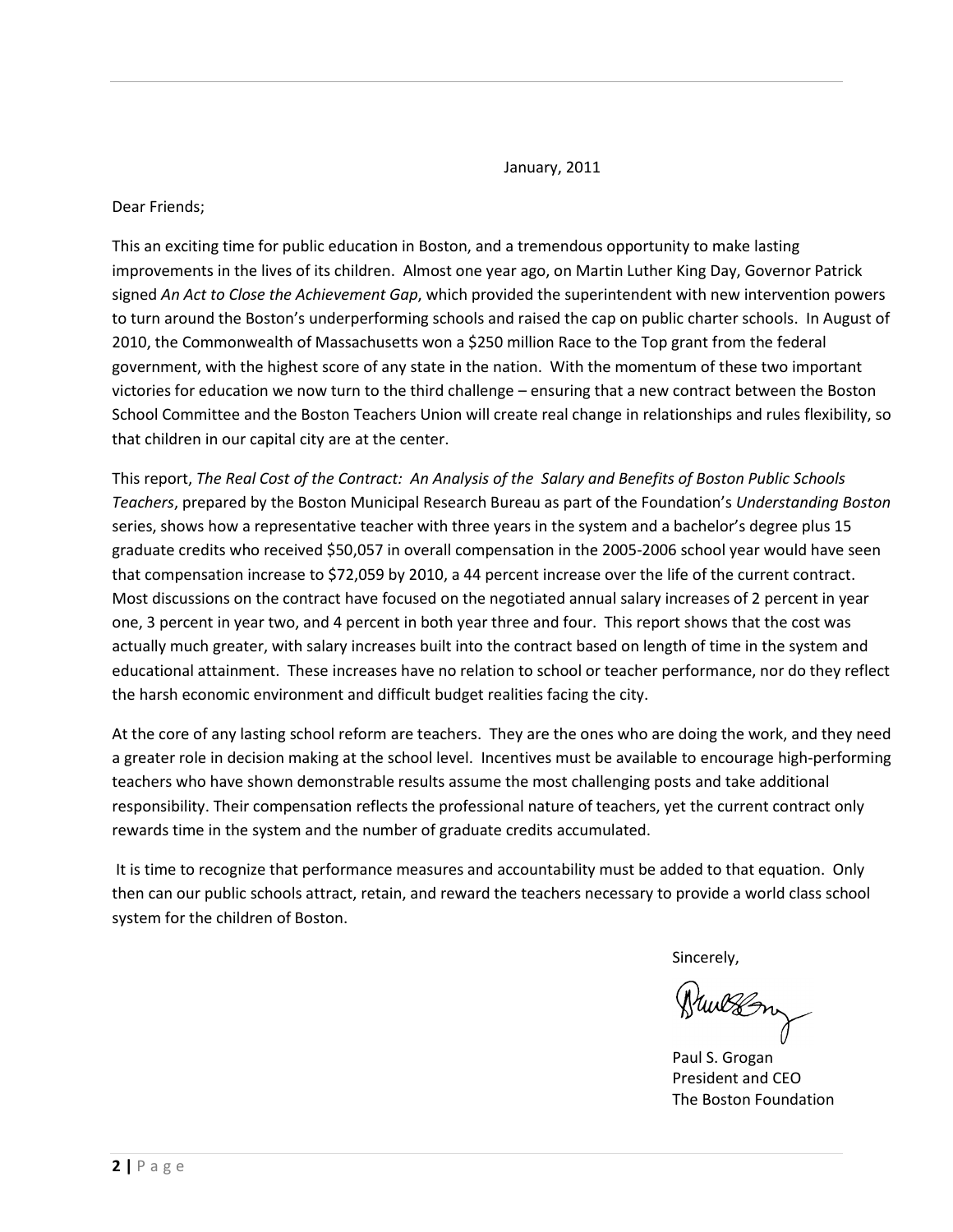January, 2011

Dear Friends;

This an exciting time for public education in Boston, and a tremendous opportunity to make lasting improvements in the lives of its children. Almost one year ago, on Martin Luther King Day, Governor Patrick signed *An Act to Close the Achievement Gap*, which provided the superintendent with new intervention powers to turn around the Boston's underperforming schools and raised the cap on public charter schools. In August of 2010, the Commonwealth of Massachusetts won a $250 million Race to the Top grant from the federal government, with the highest score of any state in the nation. With the momentum of these two important victories for education we now turn to the third challenge – ensuring that a new contract between the Boston School Committee and the Boston Teachers Union will create real change in relationships and rules flexibility, so that children in our capital city are at the center.

This report, *The Real Cost of the Contract: An Analysis of the Salary and Benefits of Boston Public Schools Teachers*, prepared by the Boston Municipal Research Bureau as part of the Foundation's *Understanding Boston* series, shows how a representative teacher with three years in the system and a bachelor's degree plus 15 graduate credits who received $50,057 in overall compensation in the 2005-2006 school year would have seen that compensation increase to $72,059 by 2010, a 44 percent increase over the life of the current contract. Most discussions on the contract have focused on the negotiated annual salary increases of 2 percent in year one, 3 percent in year two, and 4 percent in both year three and four. This report shows that the cost was actually much greater, with salary increases built into the contract based on length of time in the system and educational attainment. These increases have no relation to school or teacher performance, nor do they reflect the harsh economic environment and difficult budget realities facing the city.

At the core of any lasting school reform are teachers. They are the ones who are doing the work, and they need a greater role in decision making at the school level. Incentives must be available to encourage high-performing teachers who have shown demonstrable results assume the most challenging posts and take additional responsibility. Their compensation reflects the professional nature of teachers, yet the current contract only rewards time in the system and the number of graduate credits accumulated.

It is time to recognize that performance measures and accountability must be added to that equation. Only then can our public schools attract, retain, and reward the teachers necessary to provide a world class school system for the children of Boston.

Sincerely,

Paul S. Grogan
President and CEO
The Boston Foundation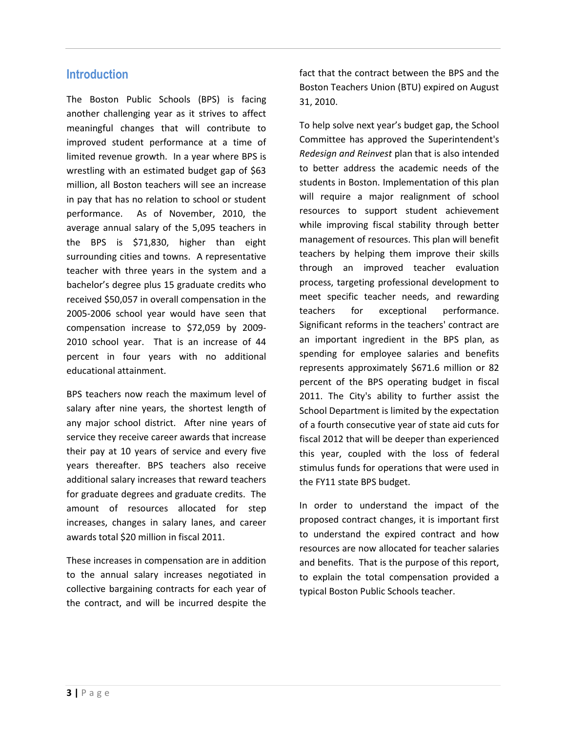## Introduction

The Boston Public Schools (BPS) is facing another challenging year as it strives to affect meaningful changes that will contribute to improved student performance at a time of limited revenue growth. In a year where BPS is wrestling with an estimated budget gap of $63 million, all Boston teachers will see an increase in pay that has no relation to school or student performance. As of November, 2010, the average annual salary of the 5,095 teachers in the BPS is $71,830, higher than eight surrounding cities and towns. A representative teacher with three years in the system and a bachelor's degree plus 15 graduate credits who received $50,057 in overall compensation in the 2005-2006 school year would have seen that compensation increase to $72,059 by 2009-2010 school year. That is an increase of 44 percent in four years with no additional educational attainment.

BPS teachers now reach the maximum level of salary after nine years, the shortest length of any major school district. After nine years of service they receive career awards that increase their pay at 10 years of service and every five years thereafter. BPS teachers also receive additional salary increases that reward teachers for graduate degrees and graduate credits. The amount of resources allocated for step increases, changes in salary lanes, and career awards total $20 million in fiscal 2011.

These increases in compensation are in addition to the annual salary increases negotiated in collective bargaining contracts for each year of the contract, and will be incurred despite the fact that the contract between the BPS and the Boston Teachers Union (BTU) expired on August 31, 2010.

To help solve next year's budget gap, the School Committee has approved the Superintendent's *Redesign and Reinvest* plan that is also intended to better address the academic needs of the students in Boston. Implementation of this plan will require a major realignment of school resources to support student achievement while improving fiscal stability through better management of resources. This plan will benefit teachers by helping them improve their skills through an improved teacher evaluation process, targeting professional development to meet specific teacher needs, and rewarding teachers for exceptional performance. Significant reforms in the teachers' contract are an important ingredient in the BPS plan, as spending for employee salaries and benefits represents approximately $671.6 million or 82 percent of the BPS operating budget in fiscal 2011. The City's ability to further assist the School Department is limited by the expectation of a fourth consecutive year of state aid cuts for fiscal 2012 that will be deeper than experienced this year, coupled with the loss of federal stimulus funds for operations that were used in the FY11 state BPS budget.

In order to understand the impact of the proposed contract changes, it is important first to understand the expired contract and how resources are now allocated for teacher salaries and benefits. That is the purpose of this report, to explain the total compensation provided a typical Boston Public Schools teacher.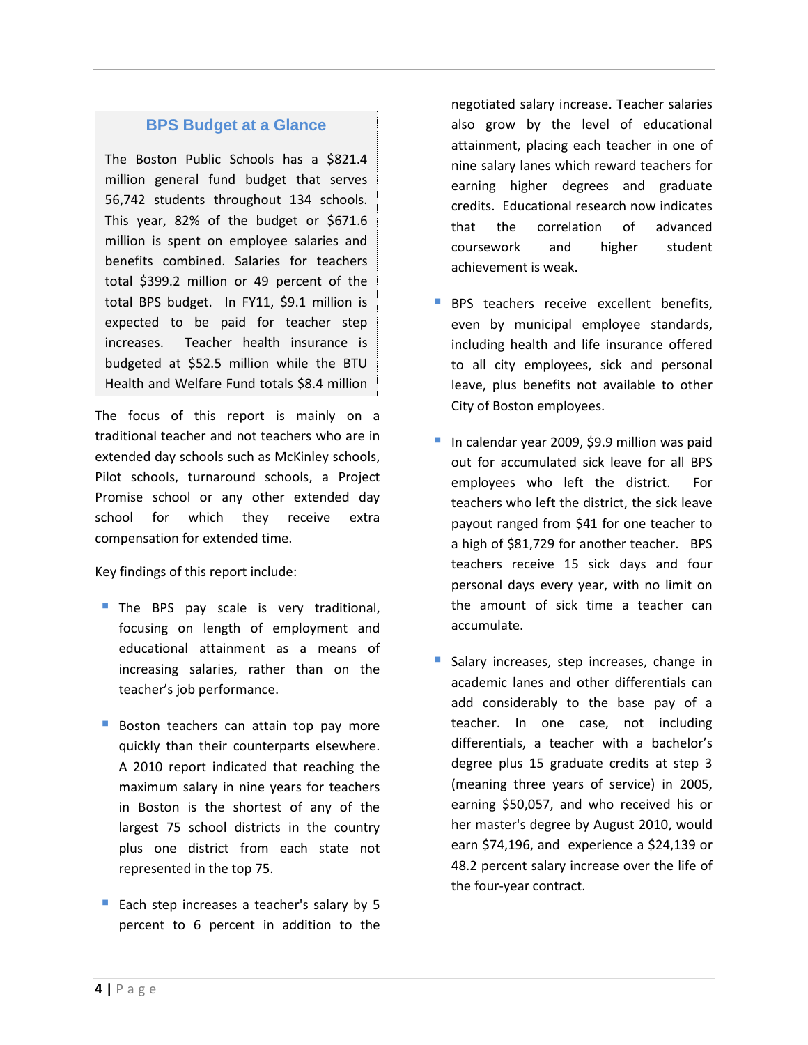### BPS Budget at a Glance

The Boston Public Schools has a $821.4 million general fund budget that serves 56,742 students throughout 134 schools. This year, 82% of the budget or $671.6 million is spent on employee salaries and benefits combined. Salaries for teachers total $399.2 million or 49 percent of the total BPS budget. In FY11, $9.1 million is expected to be paid for teacher step increases. Teacher health insurance is budgeted at $52.5 million while the BTU Health and Welfare Fund totals $8.4 million

The focus of this report is mainly on a traditional teacher and not teachers who are in extended day schools such as McKinley schools, Pilot schools, turnaround schools, a Project Promise school or any other extended day school for which they receive extra compensation for extended time.

Key findings of this report include:

- The BPS pay scale is very traditional, focusing on length of employment and educational attainment as a means of increasing salaries, rather than on the teacher's job performance.

- Boston teachers can attain top pay more quickly than their counterparts elsewhere. A 2010 report indicated that reaching the maximum salary in nine years for teachers in Boston is the shortest of any of the largest 75 school districts in the country plus one district from each state not represented in the top 75.

- Each step increases a teacher's salary by 5 percent to 6 percent in addition to the negotiated salary increase. Teacher salaries also grow by the level of educational attainment, placing each teacher in one of nine salary lanes which reward teachers for earning higher degrees and graduate credits. Educational research now indicates that the correlation of advanced coursework and higher student achievement is weak.

- BPS teachers receive excellent benefits, even by municipal employee standards, including health and life insurance offered to all city employees, sick and personal leave, plus benefits not available to other City of Boston employees.

- In calendar year 2009, $9.9 million was paid out for accumulated sick leave for all BPS employees who left the district. For teachers who left the district, the sick leave payout ranged from $41 for one teacher to a high of $81,729 for another teacher. BPS teachers receive 15 sick days and four personal days every year, with no limit on the amount of sick time a teacher can accumulate.

- Salary increases, step increases, change in academic lanes and other differentials can add considerably to the base pay of a teacher. In one case, not including differentials, a teacher with a bachelor's degree plus 15 graduate credits at step 3 (meaning three years of service) in 2005, earning $50,057, and who received his or her master's degree by August 2010, would earn $74,196, and experience a $24,139 or 48.2 percent salary increase over the life of the four-year contract.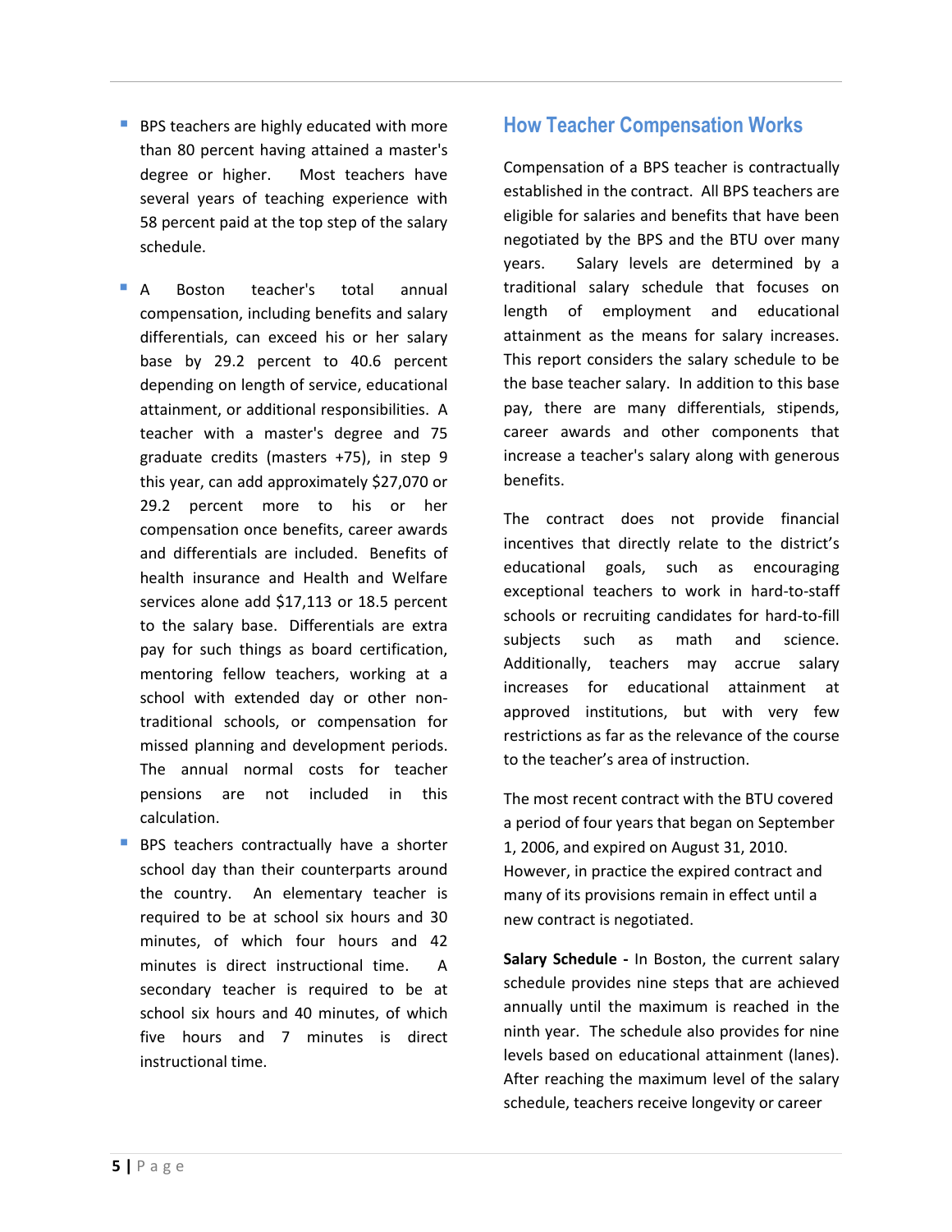- BPS teachers are highly educated with more than 80 percent having attained a master's degree or higher. Most teachers have several years of teaching experience with 58 percent paid at the top step of the salary schedule.

- A Boston teacher's total annual compensation, including benefits and salary differentials, can exceed his or her salary base by 29.2 percent to 40.6 percent depending on length of service, educational attainment, or additional responsibilities. A teacher with a master's degree and 75 graduate credits (masters +75), in step 9 this year, can add approximately $27,070 or 29.2 percent more to his or her compensation once benefits, career awards and differentials are included. Benefits of health insurance and Health and Welfare services alone add $17,113 or 18.5 percent to the salary base. Differentials are extra pay for such things as board certification, mentoring fellow teachers, working at a school with extended day or other non-traditional schools, or compensation for missed planning and development periods. The annual normal costs for teacher pensions are not included in this calculation.

- BPS teachers contractually have a shorter school day than their counterparts around the country. An elementary teacher is required to be at school six hours and 30 minutes, of which four hours and 42 minutes is direct instructional time. A secondary teacher is required to be at school six hours and 40 minutes, of which five hours and 7 minutes is direct instructional time.

## How Teacher Compensation Works

Compensation of a BPS teacher is contractually established in the contract. All BPS teachers are eligible for salaries and benefits that have been negotiated by the BPS and the BTU over many years. Salary levels are determined by a traditional salary schedule that focuses on length of employment and educational attainment as the means for salary increases. This report considers the salary schedule to be the base teacher salary. In addition to this base pay, there are many differentials, stipends, career awards and other components that increase a teacher's salary along with generous benefits.

The contract does not provide financial incentives that directly relate to the district's educational goals, such as encouraging exceptional teachers to work in hard-to-staff schools or recruiting candidates for hard-to-fill subjects such as math and science. Additionally, teachers may accrue salary increases for educational attainment at approved institutions, but with very few restrictions as far as the relevance of the course to the teacher's area of instruction.

The most recent contract with the BTU covered a period of four years that began on September 1, 2006, and expired on August 31, 2010. However, in practice the expired contract and many of its provisions remain in effect until a new contract is negotiated.

**Salary Schedule -** In Boston, the current salary schedule provides nine steps that are achieved annually until the maximum is reached in the ninth year. The schedule also provides for nine levels based on educational attainment (lanes). After reaching the maximum level of the salary schedule, teachers receive longevity or career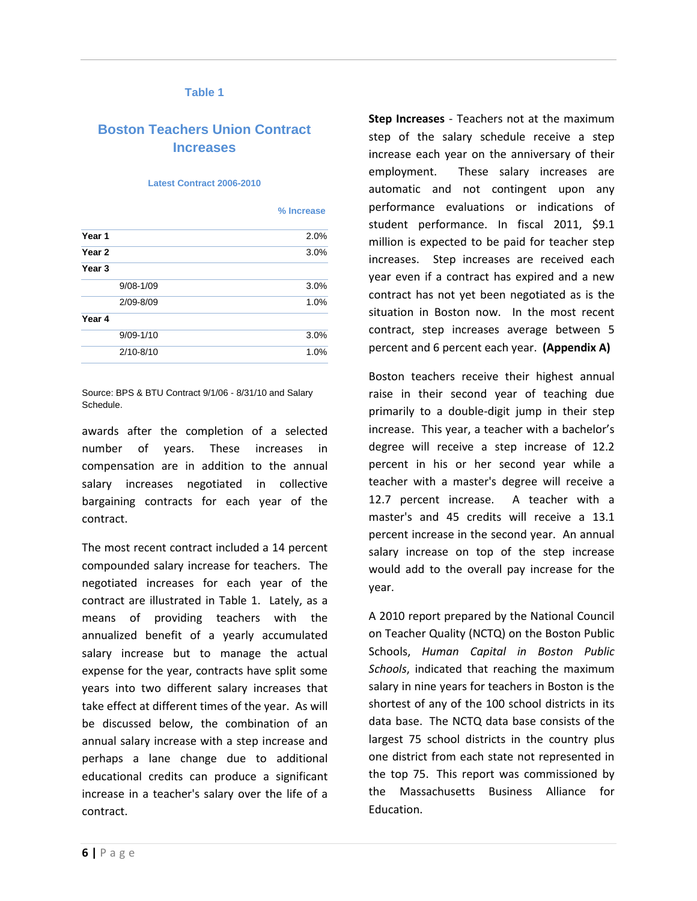Table 1

## Boston Teachers Union Contract Increases

Latest Contract 2006-2010

| | % Increase |
|---|---|
| **Year 1** | 2.0% |
| **Year 2** | 3.0% |
| **Year 3** | |
| 9/08-1/09 | 3.0% |
| 2/09-8/09 | 1.0% |
| **Year 4** | |
| 9/09-1/10 | 3.0% |
| 2/10-8/10 | 1.0% |

Source: BPS & BTU Contract 9/1/06 - 8/31/10 and Salary Schedule.

awards after the completion of a selected number of years. These increases in compensation are in addition to the annual salary increases negotiated in collective bargaining contracts for each year of the contract.

The most recent contract included a 14 percent compounded salary increase for teachers. The negotiated increases for each year of the contract are illustrated in Table 1. Lately, as a means of providing teachers with the annualized benefit of a yearly accumulated salary increase but to manage the actual expense for the year, contracts have split some years into two different salary increases that take effect at different times of the year. As will be discussed below, the combination of an annual salary increase with a step increase and perhaps a lane change due to additional educational credits can produce a significant increase in a teacher's salary over the life of a contract.

**Step Increases** - Teachers not at the maximum step of the salary schedule receive a step increase each year on the anniversary of their employment. These salary increases are automatic and not contingent upon any performance evaluations or indications of student performance. In fiscal 2011, $9.1 million is expected to be paid for teacher step increases. Step increases are received each year even if a contract has expired and a new contract has not yet been negotiated as is the situation in Boston now. In the most recent contract, step increases average between 5 percent and 6 percent each year. **(Appendix A)**

Boston teachers receive their highest annual raise in their second year of teaching due primarily to a double-digit jump in their step increase. This year, a teacher with a bachelor's degree will receive a step increase of 12.2 percent in his or her second year while a teacher with a master's degree will receive a 12.7 percent increase. A teacher with a master's and 45 credits will receive a 13.1 percent increase in the second year. An annual salary increase on top of the step increase would add to the overall pay increase for the year.

A 2010 report prepared by the National Council on Teacher Quality (NCTQ) on the Boston Public Schools, *Human Capital in Boston Public Schools*, indicated that reaching the maximum salary in nine years for teachers in Boston is the shortest of any of the 100 school districts in its data base. The NCTQ data base consists of the largest 75 school districts in the country plus one district from each state not represented in the top 75. This report was commissioned by the Massachusetts Business Alliance for Education.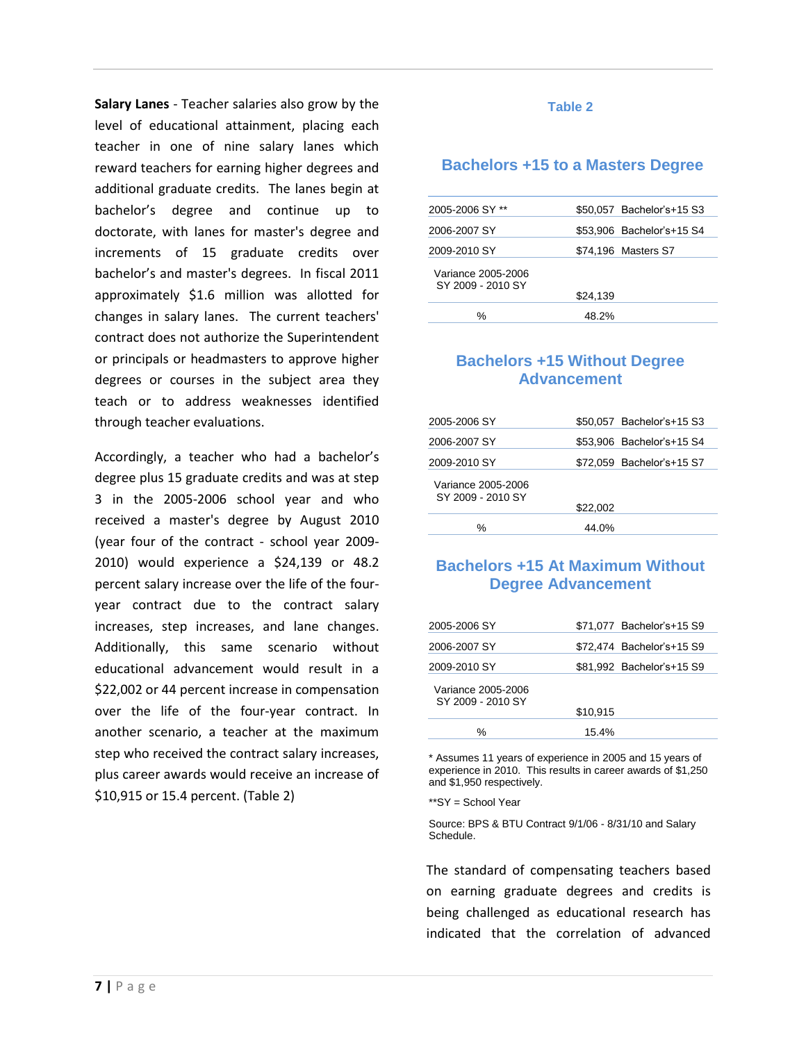**Salary Lanes** - Teacher salaries also grow by the level of educational attainment, placing each teacher in one of nine salary lanes which reward teachers for earning higher degrees and additional graduate credits. The lanes begin at bachelor's degree and continue up to doctorate, with lanes for master's degree and increments of 15 graduate credits over bachelor's and master's degrees. In fiscal 2011 approximately $1.6 million was allotted for changes in salary lanes. The current teachers' contract does not authorize the Superintendent or principals or headmasters to approve higher degrees or courses in the subject area they teach or to address weaknesses identified through teacher evaluations.

Accordingly, a teacher who had a bachelor's degree plus 15 graduate credits and was at step 3 in the 2005-2006 school year and who received a master's degree by August 2010 (year four of the contract - school year 2009-2010) would experience a $24,139 or 48.2 percent salary increase over the life of the four-year contract due to the contract salary increases, step increases, and lane changes. Additionally, this same scenario without educational advancement would result in a $22,002 or 44 percent increase in compensation over the life of the four-year contract. In another scenario, a teacher at the maximum step who received the contract salary increases, plus career awards would receive an increase of $10,915 or 15.4 percent. (Table 2)

### Table 2

#### Bachelors +15 to a Masters Degree

| | | |
|---|---|---|
| 2005-2006 SY ** | $50,057 | Bachelor's+15 S3 |
| 2006-2007 SY | $53,906 | Bachelor's+15 S4 |
| 2009-2010 SY | $74,196 | Masters S7 |
| Variance 2005-2006 SY 2009 - 2010 SY | $24,139 | |
| % | 48.2% | |

#### Bachelors +15 Without Degree Advancement

| | | |
|---|---|---|
| 2005-2006 SY | $50,057 | Bachelor's+15 S3 |
| 2006-2007 SY | $53,906 | Bachelor's+15 S4 |
| 2009-2010 SY | $72,059 | Bachelor's+15 S7 |
| Variance 2005-2006 SY 2009 - 2010 SY | $22,002 | |
| % | 44.0% | |

#### Bachelors +15 At Maximum Without Degree Advancement

| | | |
|---|---|---|
| 2005-2006 SY | $71,077 | Bachelor's+15 S9 |
| 2006-2007 SY | $72,474 | Bachelor's+15 S9 |
| 2009-2010 SY | $81,992 | Bachelor's+15 S9 |
| Variance 2005-2006 SY 2009 - 2010 SY | $10,915 | |
| % | 15.4% | |

* Assumes 11 years of experience in 2005 and 15 years of experience in 2010. This results in career awards of $1,250 and $1,950 respectively.

**SY = School Year

Source: BPS & BTU Contract 9/1/06 - 8/31/10 and Salary Schedule.

The standard of compensating teachers based on earning graduate degrees and credits is being challenged as educational research has indicated that the correlation of advanced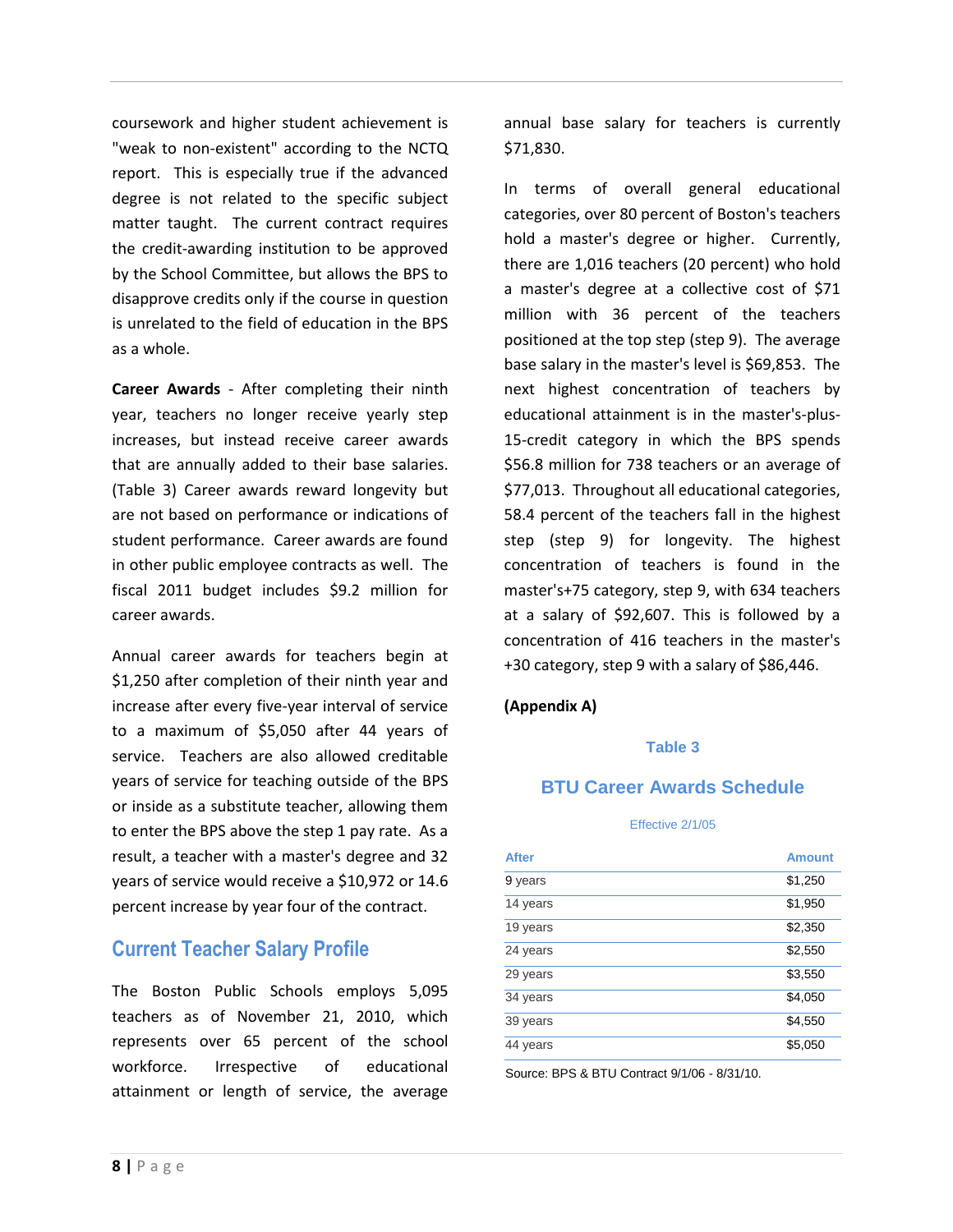coursework and higher student achievement is "weak to non-existent" according to the NCTQ report. This is especially true if the advanced degree is not related to the specific subject matter taught. The current contract requires the credit-awarding institution to be approved by the School Committee, but allows the BPS to disapprove credits only if the course in question is unrelated to the field of education in the BPS as a whole.

**Career Awards** - After completing their ninth year, teachers no longer receive yearly step increases, but instead receive career awards that are annually added to their base salaries. (Table 3) Career awards reward longevity but are not based on performance or indications of student performance. Career awards are found in other public employee contracts as well. The fiscal 2011 budget includes $9.2 million for career awards.

Annual career awards for teachers begin at $1,250 after completion of their ninth year and increase after every five-year interval of service to a maximum of $5,050 after 44 years of service. Teachers are also allowed creditable years of service for teaching outside of the BPS or inside as a substitute teacher, allowing them to enter the BPS above the step 1 pay rate. As a result, a teacher with a master's degree and 32 years of service would receive a $10,972 or 14.6 percent increase by year four of the contract.

## Current Teacher Salary Profile

The Boston Public Schools employs 5,095 teachers as of November 21, 2010, which represents over 65 percent of the school workforce. Irrespective of educational attainment or length of service, the average annual base salary for teachers is currently $71,830.

In terms of overall general educational categories, over 80 percent of Boston's teachers hold a master's degree or higher. Currently, there are 1,016 teachers (20 percent) who hold a master's degree at a collective cost of $71 million with 36 percent of the teachers positioned at the top step (step 9). The average base salary in the master's level is $69,853. The next highest concentration of teachers by educational attainment is in the master's-plus-15-credit category in which the BPS spends $56.8 million for 738 teachers or an average of $77,013. Throughout all educational categories, 58.4 percent of the teachers fall in the highest step (step 9) for longevity. The highest concentration of teachers is found in the master's+75 category, step 9, with 634 teachers at a salary of $92,607. This is followed by a concentration of 416 teachers in the master's +30 category, step 9 with a salary of $86,446.

**(Appendix A)**

### Table 3

### BTU Career Awards Schedule

Effective 2/1/05

| After | Amount |
|---|---|
| 9 years | $1,250 |
| 14 years | $1,950 |
| 19 years | $2,350 |
| 24 years | $2,550 |
| 29 years | $3,550 |
| 34 years | $4,050 |
| 39 years | $4,550 |
| 44 years | $5,050 |

Source: BPS & BTU Contract 9/1/06 - 8/31/10.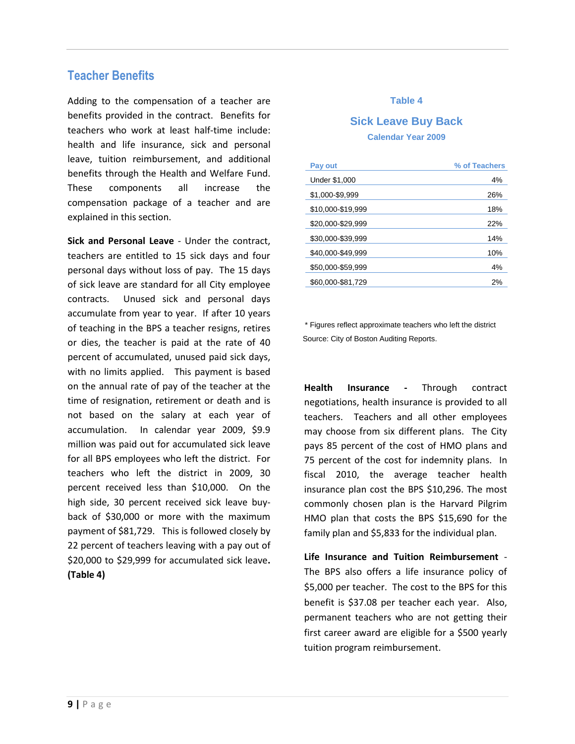## Teacher Benefits

Adding to the compensation of a teacher are benefits provided in the contract. Benefits for teachers who work at least half-time include: health and life insurance, sick and personal leave, tuition reimbursement, and additional benefits through the Health and Welfare Fund. These components all increase the compensation package of a teacher and are explained in this section.

**Sick and Personal Leave** - Under the contract, teachers are entitled to 15 sick days and four personal days without loss of pay. The 15 days of sick leave are standard for all City employee contracts. Unused sick and personal days accumulate from year to year. If after 10 years of teaching in the BPS a teacher resigns, retires or dies, the teacher is paid at the rate of 40 percent of accumulated, unused paid sick days, with no limits applied. This payment is based on the annual rate of pay of the teacher at the time of resignation, retirement or death and is not based on the salary at each year of accumulation. In calendar year 2009, $9.9 million was paid out for accumulated sick leave for all BPS employees who left the district. For teachers who left the district in 2009, 30 percent received less than $10,000. On the high side, 30 percent received sick leave buy-back of $30,000 or more with the maximum payment of $81,729. This is followed closely by 22 percent of teachers leaving with a pay out of $20,000 to $29,999 for accumulated sick leave. **(Table 4)**

**Table 4**

**Sick Leave Buy Back**

**Calendar Year 2009**

| Pay out | % of Teachers |
|---|---|
| Under $1,000 | 4% |
| $1,000-$9,999 | 26% |
| $10,000-$19,999 | 18% |
| $20,000-$29,999 | 22% |
| $30,000-$39,999 | 14% |
| $40,000-$49,999 | 10% |
| $50,000-$59,999 | 4% |
| $60,000-$81,729 | 2% |

\* Figures reflect approximate teachers who left the district

Source: City of Boston Auditing Reports.

**Health Insurance** - Through contract negotiations, health insurance is provided to all teachers. Teachers and all other employees may choose from six different plans. The City pays 85 percent of the cost of HMO plans and 75 percent of the cost for indemnity plans. In fiscal 2010, the average teacher health insurance plan cost the BPS $10,296. The most commonly chosen plan is the Harvard Pilgrim HMO plan that costs the BPS $15,690 for the family plan and $5,833 for the individual plan.

**Life Insurance and Tuition Reimbursement** - The BPS also offers a life insurance policy of $5,000 per teacher. The cost to the BPS for this benefit is $37.08 per teacher each year. Also, permanent teachers who are not getting their first career award are eligible for a $500 yearly tuition program reimbursement.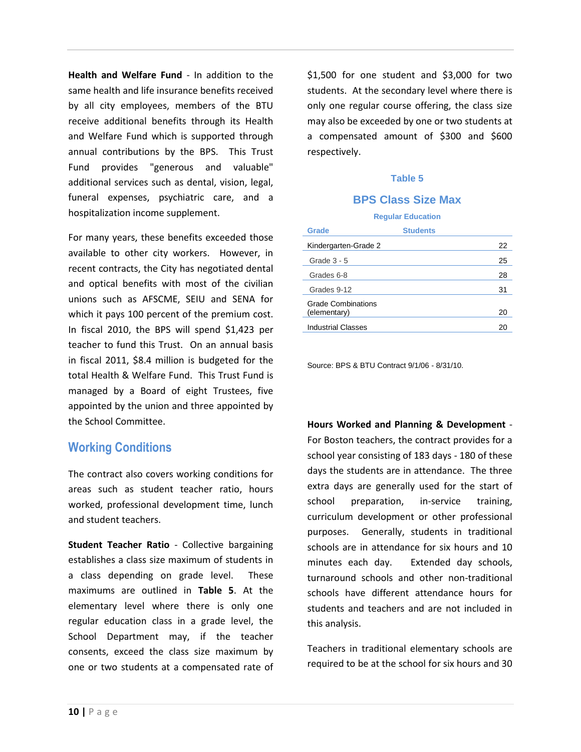**Health and Welfare Fund** - In addition to the same health and life insurance benefits received by all city employees, members of the BTU receive additional benefits through its Health and Welfare Fund which is supported through annual contributions by the BPS. This Trust Fund provides "generous and valuable" additional services such as dental, vision, legal, funeral expenses, psychiatric care, and a hospitalization income supplement.

For many years, these benefits exceeded those available to other city workers. However, in recent contracts, the City has negotiated dental and optical benefits with most of the civilian unions such as AFSCME, SEIU and SENA for which it pays 100 percent of the premium cost. In fiscal 2010, the BPS will spend $1,423 per teacher to fund this Trust. On an annual basis in fiscal 2011, $8.4 million is budgeted for the total Health & Welfare Fund. This Trust Fund is managed by a Board of eight Trustees, five appointed by the union and three appointed by the School Committee.

## Working Conditions

The contract also covers working conditions for areas such as student teacher ratio, hours worked, professional development time, lunch and student teachers.

**Student Teacher Ratio** - Collective bargaining establishes a class size maximum of students in a class depending on grade level. These maximums are outlined in **Table 5**. At the elementary level where there is only one regular education class in a grade level, the School Department may, if the teacher consents, exceed the class size maximum by one or two students at a compensated rate of $1,500 for one student and $3,000 for two students. At the secondary level where there is only one regular course offering, the class size may also be exceeded by one or two students at a compensated amount of $300 and $600 respectively.

**Table 5**

**BPS Class Size Max**

**Regular Education**

| Grade | Students |
|---|---|
| Kindergarten-Grade 2 | 22 |
| Grade 3 - 5 | 25 |
| Grades 6-8 | 28 |
| Grades 9-12 | 31 |
| Grade Combinations (elementary) | 20 |
| Industrial Classes | 20 |

Source: BPS & BTU Contract 9/1/06 - 8/31/10.

**Hours Worked and Planning & Development** - For Boston teachers, the contract provides for a school year consisting of 183 days - 180 of these days the students are in attendance. The three extra days are generally used for the start of school preparation, in-service training, curriculum development or other professional purposes. Generally, students in traditional schools are in attendance for six hours and 10 minutes each day. Extended day schools, turnaround schools and other non-traditional schools have different attendance hours for students and teachers and are not included in this analysis.

Teachers in traditional elementary schools are required to be at the school for six hours and 30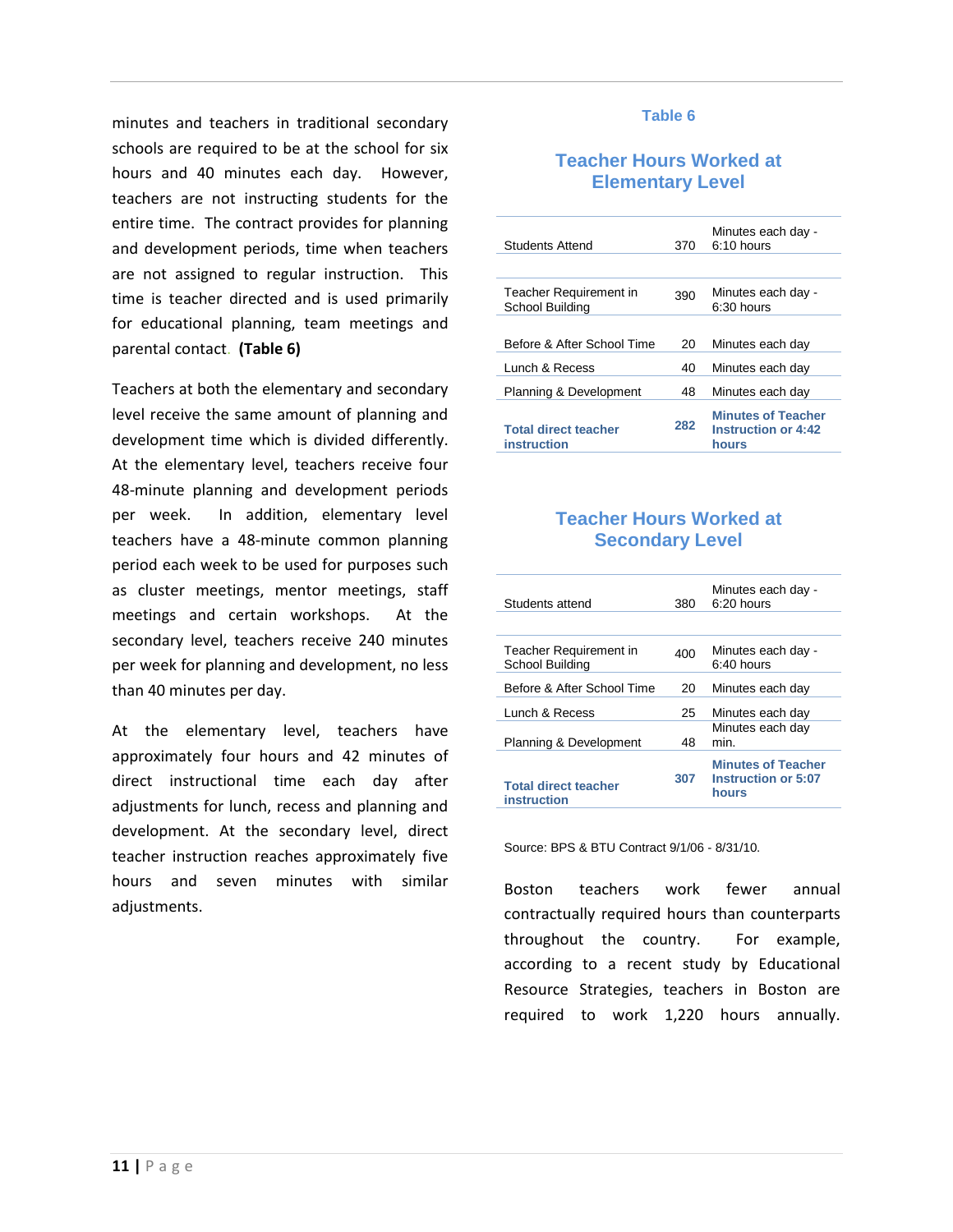minutes and teachers in traditional secondary schools are required to be at the school for six hours and 40 minutes each day. However, teachers are not instructing students for the entire time. The contract provides for planning and development periods, time when teachers are not assigned to regular instruction. This time is teacher directed and is used primarily for educational planning, team meetings and parental contact. **(Table 6)**

Teachers at both the elementary and secondary level receive the same amount of planning and development time which is divided differently. At the elementary level, teachers receive four 48-minute planning and development periods per week. In addition, elementary level teachers have a 48-minute common planning period each week to be used for purposes such as cluster meetings, mentor meetings, staff meetings and certain workshops. At the secondary level, teachers receive 240 minutes per week for planning and development, no less than 40 minutes per day.

At the elementary level, teachers have approximately four hours and 42 minutes of direct instructional time each day after adjustments for lunch, recess and planning and development. At the secondary level, direct teacher instruction reaches approximately five hours and seven minutes with similar adjustments.

### Table 6

### Teacher Hours Worked at Elementary Level

| | | |
|---|---|---|
| Students Attend | 370 | Minutes each day - 6:10 hours |
| Teacher Requirement in School Building | 390 | Minutes each day - 6:30 hours |
| Before & After School Time | 20 | Minutes each day |
| Lunch & Recess | 40 | Minutes each day |
| Planning & Development | 48 | Minutes each day |
| **Total direct teacher instruction** | **282** | **Minutes of Teacher Instruction or 4:42 hours** |

### Teacher Hours Worked at Secondary Level

| | | |
|---|---|---|
| Students attend | 380 | Minutes each day - 6:20 hours |
| Teacher Requirement in School Building | 400 | Minutes each day - 6:40 hours |
| Before & After School Time | 20 | Minutes each day |
| Lunch & Recess | 25 | Minutes each day |
| Planning & Development | 48 | Minutes each day min. |
| **Total direct teacher instruction** | **307** | **Minutes of Teacher Instruction or 5:07 hours** |

Source: BPS & BTU Contract 9/1/06 - 8/31/10.

Boston teachers work fewer annual contractually required hours than counterparts throughout the country. For example, according to a recent study by Educational Resource Strategies, teachers in Boston are required to work 1,220 hours annually.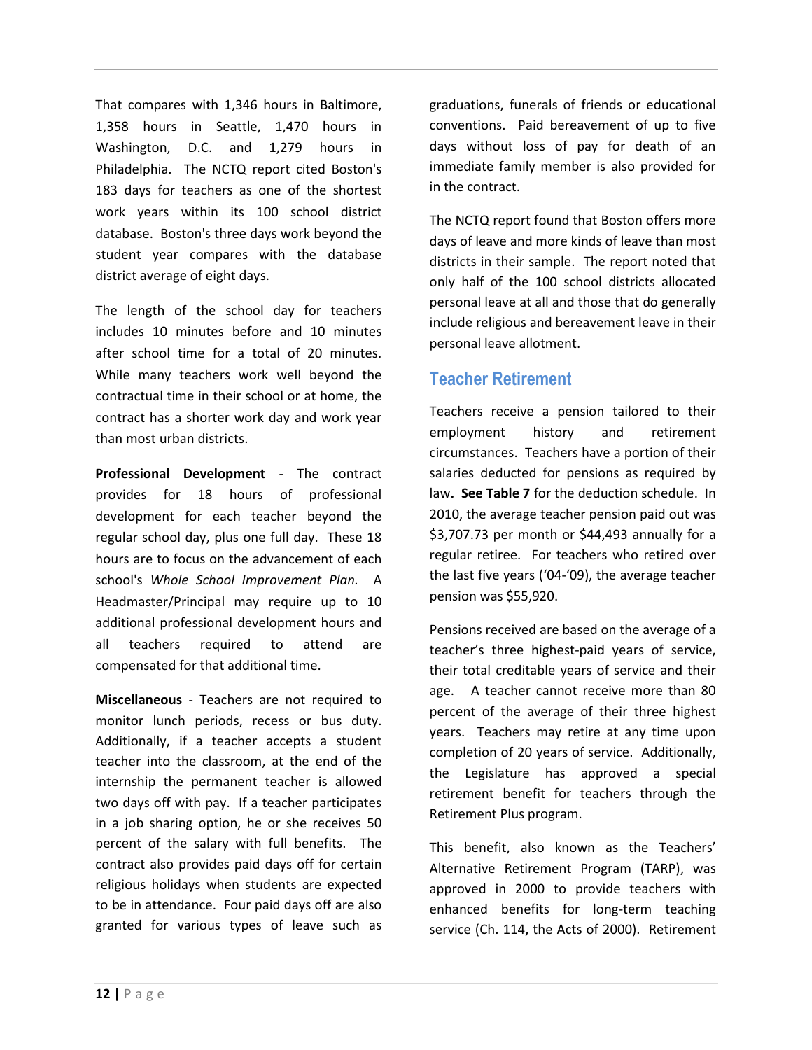That compares with 1,346 hours in Baltimore, 1,358 hours in Seattle, 1,470 hours in Washington, D.C. and 1,279 hours in Philadelphia. The NCTQ report cited Boston's 183 days for teachers as one of the shortest work years within its 100 school district database. Boston's three days work beyond the student year compares with the database district average of eight days.

The length of the school day for teachers includes 10 minutes before and 10 minutes after school time for a total of 20 minutes. While many teachers work well beyond the contractual time in their school or at home, the contract has a shorter work day and work year than most urban districts.

**Professional Development** - The contract provides for 18 hours of professional development for each teacher beyond the regular school day, plus one full day. These 18 hours are to focus on the advancement of each school's *Whole School Improvement Plan.* A Headmaster/Principal may require up to 10 additional professional development hours and all teachers required to attend are compensated for that additional time.

**Miscellaneous** - Teachers are not required to monitor lunch periods, recess or bus duty. Additionally, if a teacher accepts a student teacher into the classroom, at the end of the internship the permanent teacher is allowed two days off with pay. If a teacher participates in a job sharing option, he or she receives 50 percent of the salary with full benefits. The contract also provides paid days off for certain religious holidays when students are expected to be in attendance. Four paid days off are also granted for various types of leave such as graduations, funerals of friends or educational conventions. Paid bereavement of up to five days without loss of pay for death of an immediate family member is also provided for in the contract.

The NCTQ report found that Boston offers more days of leave and more kinds of leave than most districts in their sample. The report noted that only half of the 100 school districts allocated personal leave at all and those that do generally include religious and bereavement leave in their personal leave allotment.

## Teacher Retirement

Teachers receive a pension tailored to their employment history and retirement circumstances. Teachers have a portion of their salaries deducted for pensions as required by law**. See Table 7** for the deduction schedule. In 2010, the average teacher pension paid out was $3,707.73 per month or $44,493 annually for a regular retiree. For teachers who retired over the last five years ('04-'09), the average teacher pension was $55,920.

Pensions received are based on the average of a teacher's three highest-paid years of service, their total creditable years of service and their age. A teacher cannot receive more than 80 percent of the average of their three highest years. Teachers may retire at any time upon completion of 20 years of service. Additionally, the Legislature has approved a special retirement benefit for teachers through the Retirement Plus program.

This benefit, also known as the Teachers' Alternative Retirement Program (TARP), was approved in 2000 to provide teachers with enhanced benefits for long-term teaching service (Ch. 114, the Acts of 2000). Retirement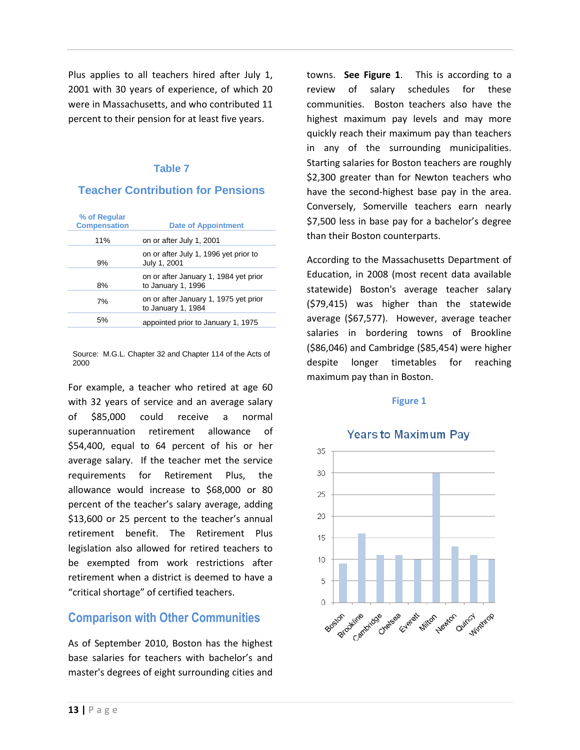Plus applies to all teachers hired after July 1, 2001 with 30 years of experience, of which 20 were in Massachusetts, and who contributed 11 percent to their pension for at least five years.

### Table 7

### Teacher Contribution for Pensions

| % of Regular Compensation | Date of Appointment |
|---|---|
| 11% | on or after July 1, 2001 |
| 9% | on or after July 1, 1996 yet prior to July 1, 2001 |
| 8% | on or after January 1, 1984 yet prior to January 1, 1996 |
| 7% | on or after January 1, 1975 yet prior to January 1, 1984 |
| 5% | appointed prior to January 1, 1975 |

Source: M.G.L. Chapter 32 and Chapter 114 of the Acts of 2000

For example, a teacher who retired at age 60 with 32 years of service and an average salary of $85,000 could receive a normal superannuation retirement allowance of $54,400, equal to 64 percent of his or her average salary. If the teacher met the service requirements for Retirement Plus, the allowance would increase to $68,000 or 80 percent of the teacher's salary average, adding $13,600 or 25 percent to the teacher's annual retirement benefit. The Retirement Plus legislation also allowed for retired teachers to be exempted from work restrictions after retirement when a district is deemed to have a "critical shortage" of certified teachers.

## Comparison with Other Communities

As of September 2010, Boston has the highest base salaries for teachers with bachelor's and master's degrees of eight surrounding cities and towns. **See Figure 1**. This is according to a review of salary schedules for these communities. Boston teachers also have the highest maximum pay levels and may more quickly reach their maximum pay than teachers in any of the surrounding municipalities. Starting salaries for Boston teachers are roughly $2,300 greater than for Newton teachers who have the second-highest base pay in the area. Conversely, Somerville teachers earn nearly $7,500 less in base pay for a bachelor's degree than their Boston counterparts.

According to the Massachusetts Department of Education, in 2008 (most recent data available statewide) Boston's average teacher salary ($79,415) was higher than the statewide average ($67,577). However, average teacher salaries in bordering towns of Brookline ($86,046) and Cambridge ($85,454) were higher despite longer timetables for reaching maximum pay than in Boston.

**Figure 1**

Years to Maximum Pay

| Community | Years |
|---|---|
| Boston | 9 |
| Brookline | 16 |
| Cambridge | 11 |
| Chelsea | 11 |
| Everett | 10 |
| Milton | 30 |
| Newton | 13 |
| Quincy | 11 |
| Winthrop | 10 |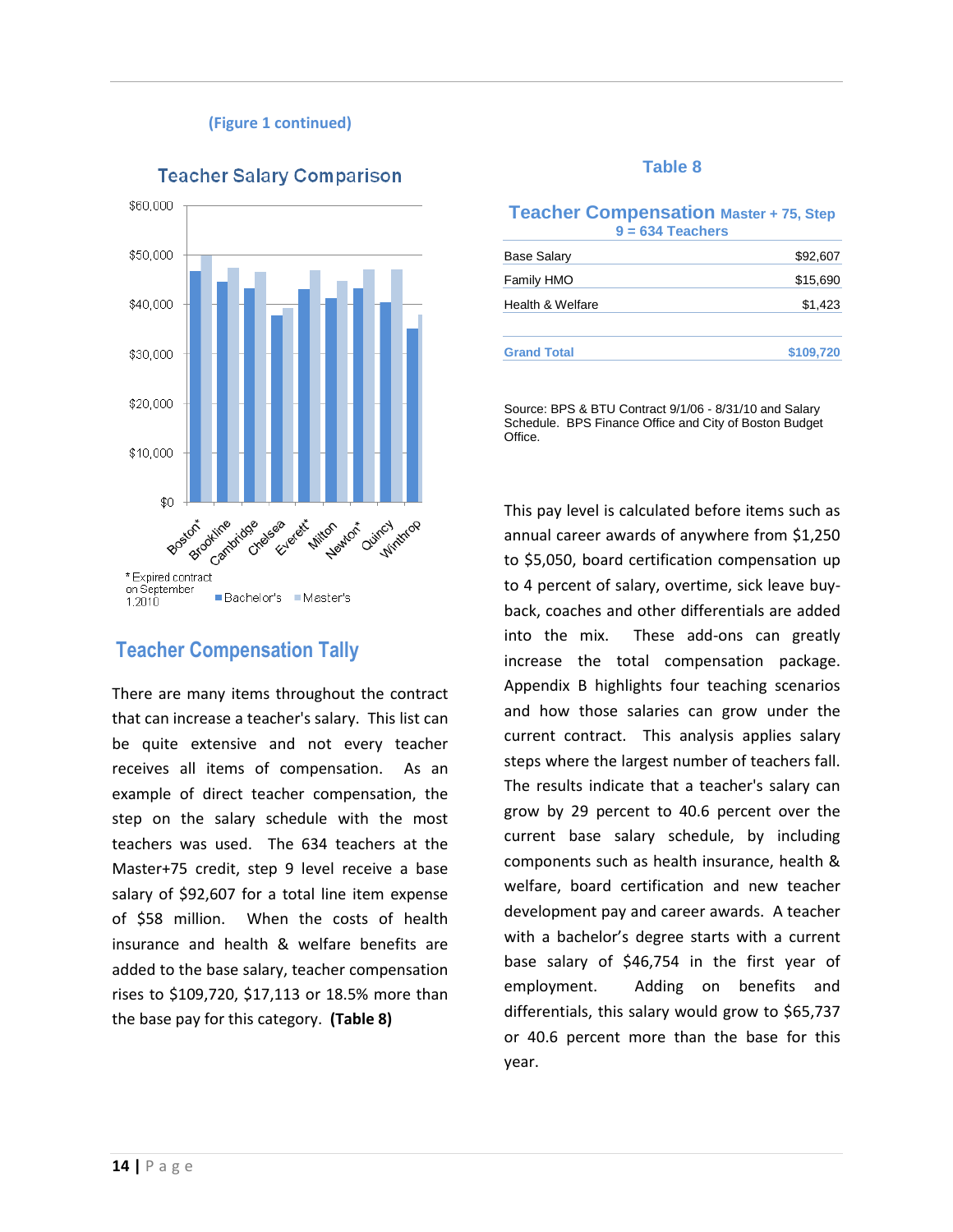(Figure 1 continued)

**Teacher Salary Comparison**

*Expired contract on September 1,2010

Bachelor's Master's

## Teacher Compensation Tally

There are many items throughout the contract that can increase a teacher's salary. This list can be quite extensive and not every teacher receives all items of compensation. As an example of direct teacher compensation, the step on the salary schedule with the most teachers was used. The 634 teachers at the Master+75 credit, step 9 level receive a base salary of $92,607 for a total line item expense of $58 million. When the costs of health insurance and health & welfare benefits are added to the base salary, teacher compensation rises to $109,720, $17,113 or 18.5% more than the base pay for this category. **(Table 8)**

**Table 8**

**Teacher Compensation Master + 75, Step 9 = 634 Teachers**

| | |
|---|---|
| Base Salary | $92,607 |
| Family HMO | $15,690 |
| Health & Welfare | $1,423 |
| | |
| **Grand Total** | **$109,720** |

Source: BPS & BTU Contract 9/1/06 - 8/31/10 and Salary Schedule. BPS Finance Office and City of Boston Budget Office.

This pay level is calculated before items such as annual career awards of anywhere from $1,250 to $5,050, board certification compensation up to 4 percent of salary, overtime, sick leave buy-back, coaches and other differentials are added into the mix. These add-ons can greatly increase the total compensation package. Appendix B highlights four teaching scenarios and how those salaries can grow under the current contract. This analysis applies salary steps where the largest number of teachers fall. The results indicate that a teacher's salary can grow by 29 percent to 40.6 percent over the current base salary schedule, by including components such as health insurance, health & welfare, board certification and new teacher development pay and career awards. A teacher with a bachelor's degree starts with a current base salary of $46,754 in the first year of employment. Adding on benefits and differentials, this salary would grow to $65,737 or 40.6 percent more than the base for this year.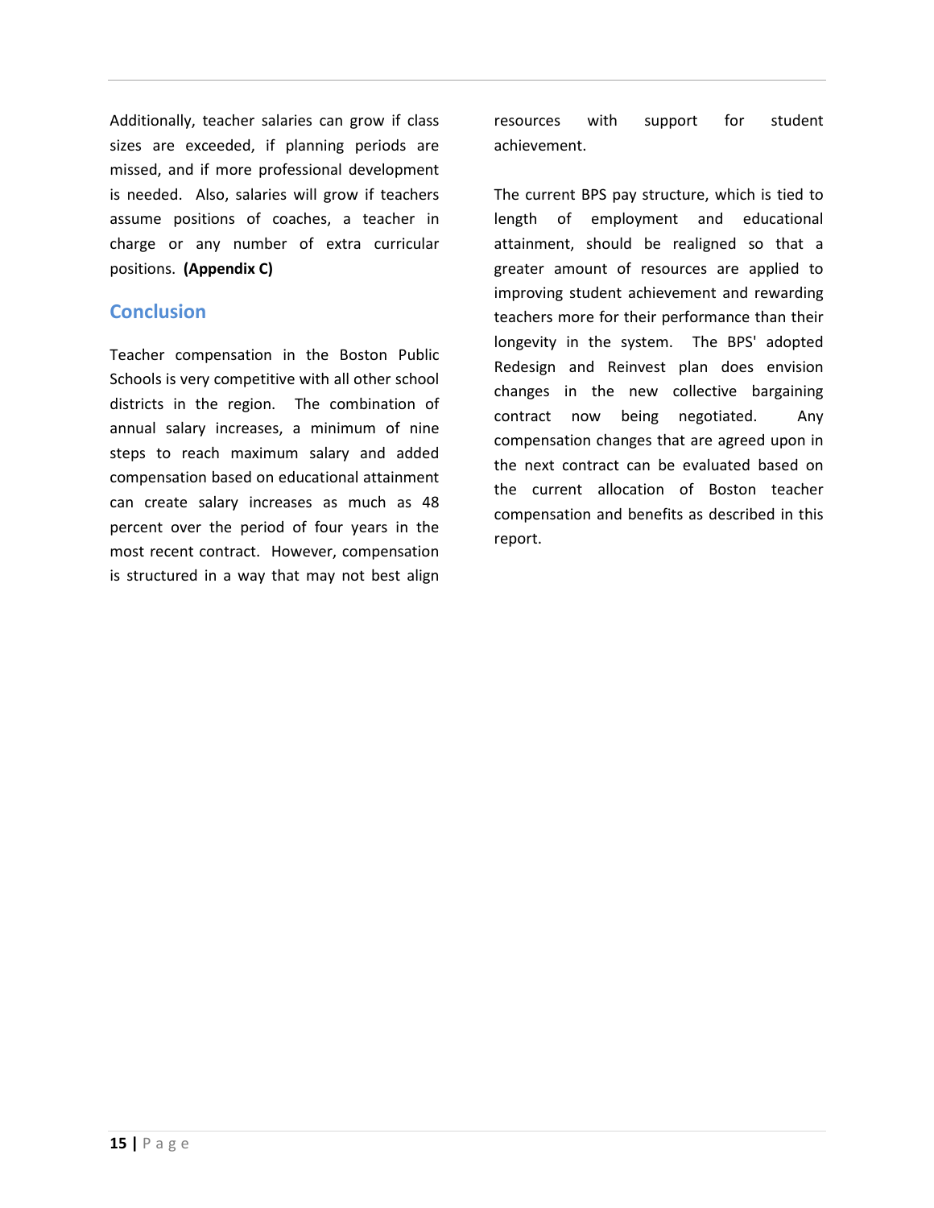Additionally, teacher salaries can grow if class sizes are exceeded, if planning periods are missed, and if more professional development is needed. Also, salaries will grow if teachers assume positions of coaches, a teacher in charge or any number of extra curricular positions. **(Appendix C)**

## Conclusion

Teacher compensation in the Boston Public Schools is very competitive with all other school districts in the region. The combination of annual salary increases, a minimum of nine steps to reach maximum salary and added compensation based on educational attainment can create salary increases as much as 48 percent over the period of four years in the most recent contract. However, compensation is structured in a way that may not best align resources with support for student achievement.

The current BPS pay structure, which is tied to length of employment and educational attainment, should be realigned so that a greater amount of resources are applied to improving student achievement and rewarding teachers more for their performance than their longevity in the system. The BPS' adopted Redesign and Reinvest plan does envision changes in the new collective bargaining contract now being negotiated. Any compensation changes that are agreed upon in the next contract can be evaluated based on the current allocation of Boston teacher compensation and benefits as described in this report.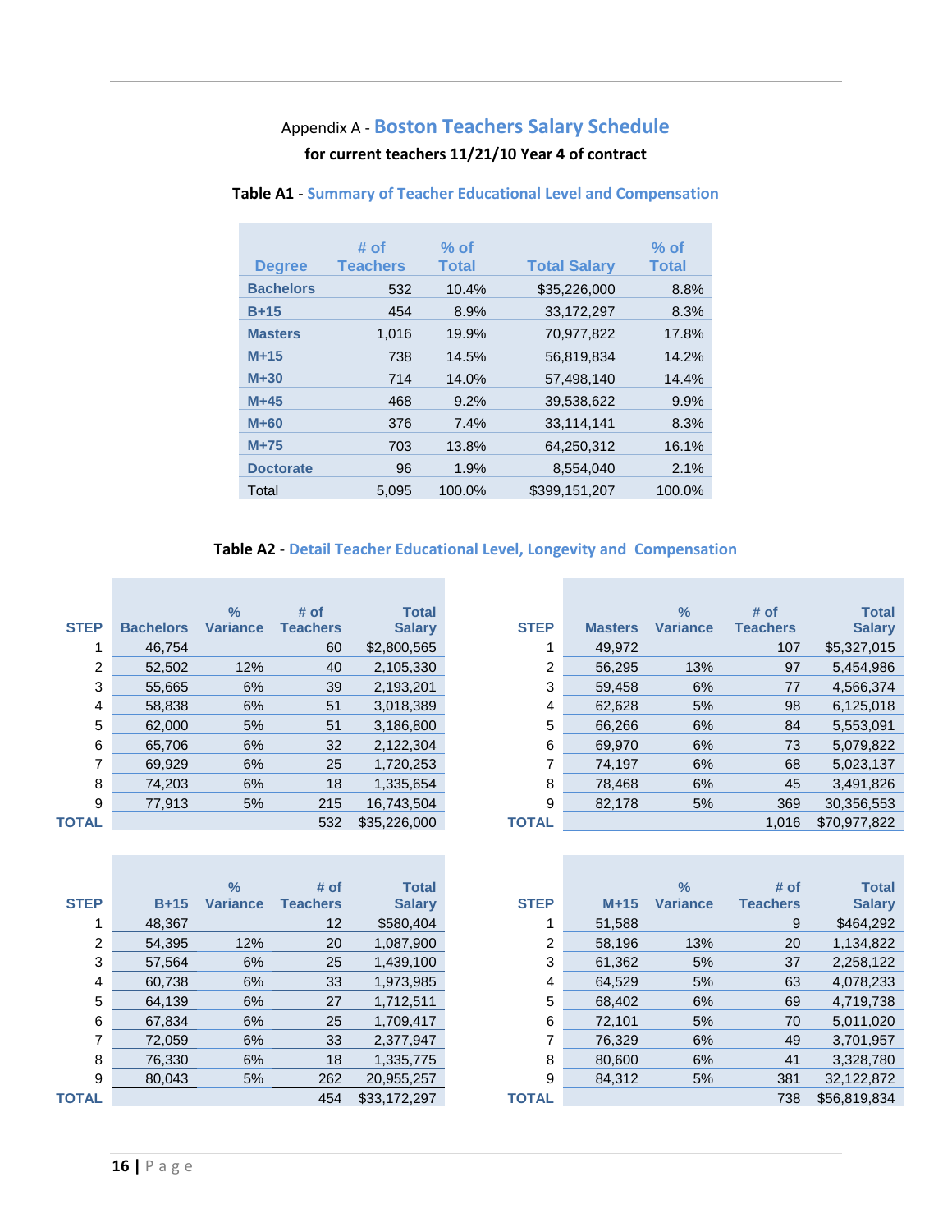Appendix A - **Boston Teachers Salary Schedule**

**for current teachers 11/21/10 Year 4 of contract**

**Table A1** - **Summary of Teacher Educational Level and Compensation**

| Degree | # of Teachers | % of Total | Total Salary | % of Total |
|---|---|---|---|---|
| Bachelors | 532 | 10.4% | $35,226,000 | 8.8% |
| B+15 | 454 | 8.9% | 33,172,297 | 8.3% |
| Masters | 1,016 | 19.9% | 70,977,822 | 17.8% |
| M+15 | 738 | 14.5% | 56,819,834 | 14.2% |
| M+30 | 714 | 14.0% | 57,498,140 | 14.4% |
| M+45 | 468 | 9.2% | 39,538,622 | 9.9% |
| M+60 | 376 | 7.4% | 33,114,141 | 8.3% |
| M+75 | 703 | 13.8% | 64,250,312 | 16.1% |
| Doctorate | 96 | 1.9% | 8,554,040 | 2.1% |
| Total | 5,095 | 100.0% | $399,151,207 | 100.0% |

**Table A2** - **Detail Teacher Educational Level, Longevity and Compensation**

| STEP | Bachelors | % Variance | # of Teachers | Total Salary |
|---|---|---|---|---|
| 1 | 46,754 | | 60 | $2,800,565 |
| 2 | 52,502 | 12% | 40 | 2,105,330 |
| 3 | 55,665 | 6% | 39 | 2,193,201 |
| 4 | 58,838 | 6% | 51 | 3,018,389 |
| 5 | 62,000 | 5% | 51 | 3,186,800 |
| 6 | 65,706 | 6% | 32 | 2,122,304 |
| 7 | 69,929 | 6% | 25 | 1,720,253 |
| 8 | 74,203 | 6% | 18 | 1,335,654 |
| 9 | 77,913 | 5% | 215 | 16,743,504 |
| TOTAL | | | 532 | $35,226,000 |

| STEP | Masters | % Variance | # of Teachers | Total Salary |
|---|---|---|---|---|
| 1 | 49,972 | | 107 | $5,327,015 |
| 2 | 56,295 | 13% | 97 | 5,454,986 |
| 3 | 59,458 | 6% | 77 | 4,566,374 |
| 4 | 62,628 | 5% | 98 | 6,125,018 |
| 5 | 66,266 | 6% | 84 | 5,553,091 |
| 6 | 69,970 | 6% | 73 | 5,079,822 |
| 7 | 74,197 | 6% | 68 | 5,023,137 |
| 8 | 78,468 | 6% | 45 | 3,491,826 |
| 9 | 82,178 | 5% | 369 | 30,356,553 |
| TOTAL | | | 1,016 | $70,977,822 |

| STEP | B+15 | % Variance | # of Teachers | Total Salary |
|---|---|---|---|---|
| 1 | 48,367 | | 12 | $580,404 |
| 2 | 54,395 | 12% | 20 | 1,087,900 |
| 3 | 57,564 | 6% | 25 | 1,439,100 |
| 4 | 60,738 | 6% | 33 | 1,973,985 |
| 5 | 64,139 | 6% | 27 | 1,712,511 |
| 6 | 67,834 | 6% | 25 | 1,709,417 |
| 7 | 72,059 | 6% | 33 | 2,377,947 |
| 8 | 76,330 | 6% | 18 | 1,335,775 |
| 9 | 80,043 | 5% | 262 | 20,955,257 |
| TOTAL | | | 454 | $33,172,297 |

| STEP | M+15 | % Variance | # of Teachers | Total Salary |
|---|---|---|---|---|
| 1 | 51,588 | | 9 | $464,292 |
| 2 | 58,196 | 13% | 20 | 1,134,822 |
| 3 | 61,362 | 5% | 37 | 2,258,122 |
| 4 | 64,529 | 5% | 63 | 4,078,233 |
| 5 | 68,402 | 6% | 69 | 4,719,738 |
| 6 | 72,101 | 5% | 70 | 5,011,020 |
| 7 | 76,329 | 6% | 49 | 3,701,957 |
| 8 | 80,600 | 6% | 41 | 3,328,780 |
| 9 | 84,312 | 5% | 381 | 32,122,872 |
| TOTAL | | | 738 | $56,819,834 |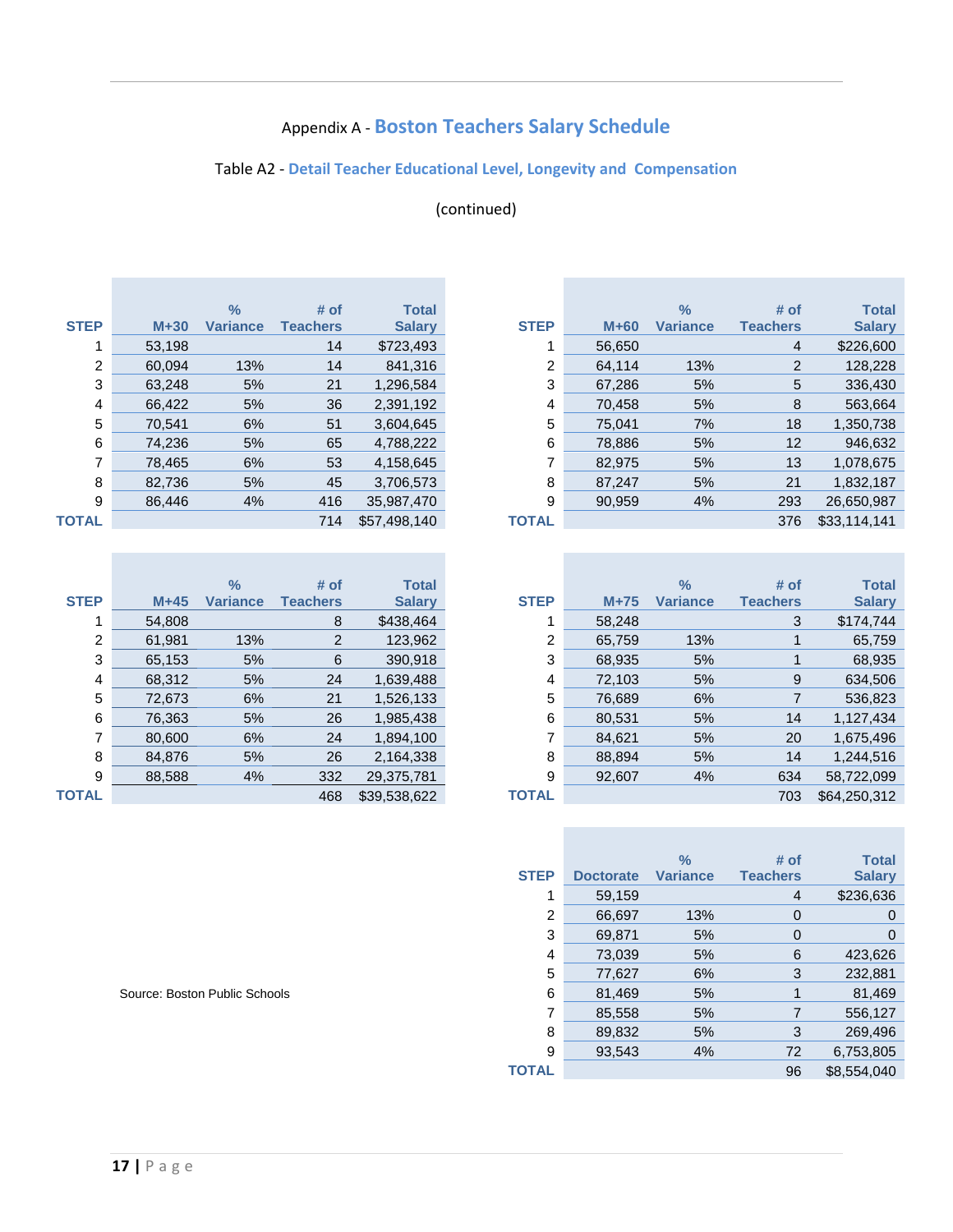Appendix A - **Boston Teachers Salary Schedule**

Table A2 - **Detail Teacher Educational Level, Longevity and Compensation**

(continued)

| STEP | M+30 | % Variance | # of Teachers | Total Salary |
|---|---|---|---|---|
| 1 | 53,198 | | 14 | $723,493 |
| 2 | 60,094 | 13% | 14 | 841,316 |
| 3 | 63,248 | 5% | 21 | 1,296,584 |
| 4 | 66,422 | 5% | 36 | 2,391,192 |
| 5 | 70,541 | 6% | 51 | 3,604,645 |
| 6 | 74,236 | 5% | 65 | 4,788,222 |
| 7 | 78,465 | 6% | 53 | 4,158,645 |
| 8 | 82,736 | 5% | 45 | 3,706,573 |
| 9 | 86,446 | 4% | 416 | 35,987,470 |
| TOTAL | | | 714 | $57,498,140 |

| STEP | M+60 | % Variance | # of Teachers | Total Salary |
|---|---|---|---|---|
| 1 | 56,650 | | 4 | $226,600 |
| 2 | 64,114 | 13% | 2 | 128,228 |
| 3 | 67,286 | 5% | 5 | 336,430 |
| 4 | 70,458 | 5% | 8 | 563,664 |
| 5 | 75,041 | 7% | 18 | 1,350,738 |
| 6 | 78,886 | 5% | 12 | 946,632 |
| 7 | 82,975 | 5% | 13 | 1,078,675 |
| 8 | 87,247 | 5% | 21 | 1,832,187 |
| 9 | 90,959 | 4% | 293 | 26,650,987 |
| TOTAL | | | 376 | $33,114,141 |

| STEP | M+45 | % Variance | # of Teachers | Total Salary |
|---|---|---|---|---|
| 1 | 54,808 | | 8 | $438,464 |
| 2 | 61,981 | 13% | 2 | 123,962 |
| 3 | 65,153 | 5% | 6 | 390,918 |
| 4 | 68,312 | 5% | 24 | 1,639,488 |
| 5 | 72,673 | 6% | 21 | 1,526,133 |
| 6 | 76,363 | 5% | 26 | 1,985,438 |
| 7 | 80,600 | 6% | 24 | 1,894,100 |
| 8 | 84,876 | 5% | 26 | 2,164,338 |
| 9 | 88,588 | 4% | 332 | 29,375,781 |
| TOTAL | | | 468 | $39,538,622 |

| STEP | M+75 | % Variance | # of Teachers | Total Salary |
|---|---|---|---|---|
| 1 | 58,248 | | 3 | $174,744 |
| 2 | 65,759 | 13% | 1 | 65,759 |
| 3 | 68,935 | 5% | 1 | 68,935 |
| 4 | 72,103 | 5% | 9 | 634,506 |
| 5 | 76,689 | 6% | 7 | 536,823 |
| 6 | 80,531 | 5% | 14 | 1,127,434 |
| 7 | 84,621 | 5% | 20 | 1,675,496 |
| 8 | 88,894 | 5% | 14 | 1,244,516 |
| 9 | 92,607 | 4% | 634 | 58,722,099 |
| TOTAL | | | 703 | $64,250,312 |

| STEP | Doctorate | % Variance | # of Teachers | Total Salary |
|---|---|---|---|---|
| 1 | 59,159 | | 4 | $236,636 |
| 2 | 66,697 | 13% | 0 | 0 |
| 3 | 69,871 | 5% | 0 | 0 |
| 4 | 73,039 | 5% | 6 | 423,626 |
| 5 | 77,627 | 6% | 3 | 232,881 |
| 6 | 81,469 | 5% | 1 | 81,469 |
| 7 | 85,558 | 5% | 7 | 556,127 |
| 8 | 89,832 | 5% | 3 | 269,496 |
| 9 | 93,543 | 4% | 72 | 6,753,805 |
| TOTAL | | | 96 | $8,554,040 |

Source: Boston Public Schools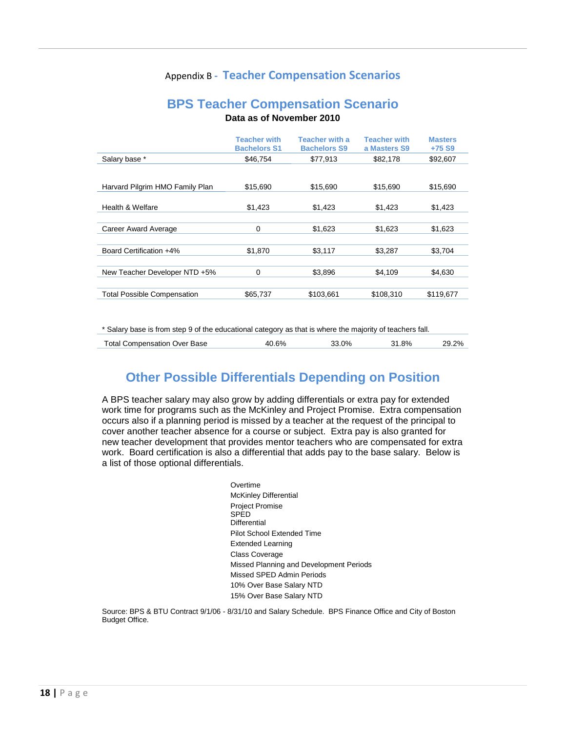## Appendix B - Teacher Compensation Scenarios

## BPS Teacher Compensation Scenario

**Data as of November 2010**

| | Teacher with Bachelors S1 | Teacher with a Bachelors S9 | Teacher with a Masters S9 | Masters +75 S9 |
|---|---|---|---|---|
| Salary base * | $46,754 | $77,913 | $82,178 | $92,607 |
| Harvard Pilgrim HMO Family Plan | $15,690 | $15,690 | $15,690 | $15,690 |
| Health & Welfare | $1,423 | $1,423 | $1,423 | $1,423 |
| Career Award Average | 0 | $1,623 | $1,623 | $1,623 |
| Board Certification +4% | $1,870 | $3,117 | $3,287 | $3,704 |
| New Teacher Developer NTD +5% | 0 | $3,896 | $4,109 | $4,630 |
| Total Possible Compensation | $65,737 | $103,661 | $108,310 | $119,677 |

* Salary base is from step 9 of the educational category as that is where the majority of teachers fall.

| Total Compensation Over Base | 40.6% | 33.0% | 31.8% | 29.2% |
|---|---|---|---|---|

## Other Possible Differentials Depending on Position

A BPS teacher salary may also grow by adding differentials or extra pay for extended work time for programs such as the McKinley and Project Promise. Extra compensation occurs also if a planning period is missed by a teacher at the request of the principal to cover another teacher absence for a course or subject. Extra pay is also granted for new teacher development that provides mentor teachers who are compensated for extra work. Board certification is also a differential that adds pay to the base salary. Below is a list of those optional differentials.

- Overtime
- McKinley Differential
- Project Promise
- SPED Differential
- Pilot School Extended Time
- Extended Learning
- Class Coverage
- Missed Planning and Development Periods
- Missed SPED Admin Periods
- 10% Over Base Salary NTD
- 15% Over Base Salary NTD

Source: BPS & BTU Contract 9/1/06 - 8/31/10 and Salary Schedule. BPS Finance Office and City of Boston Budget Office.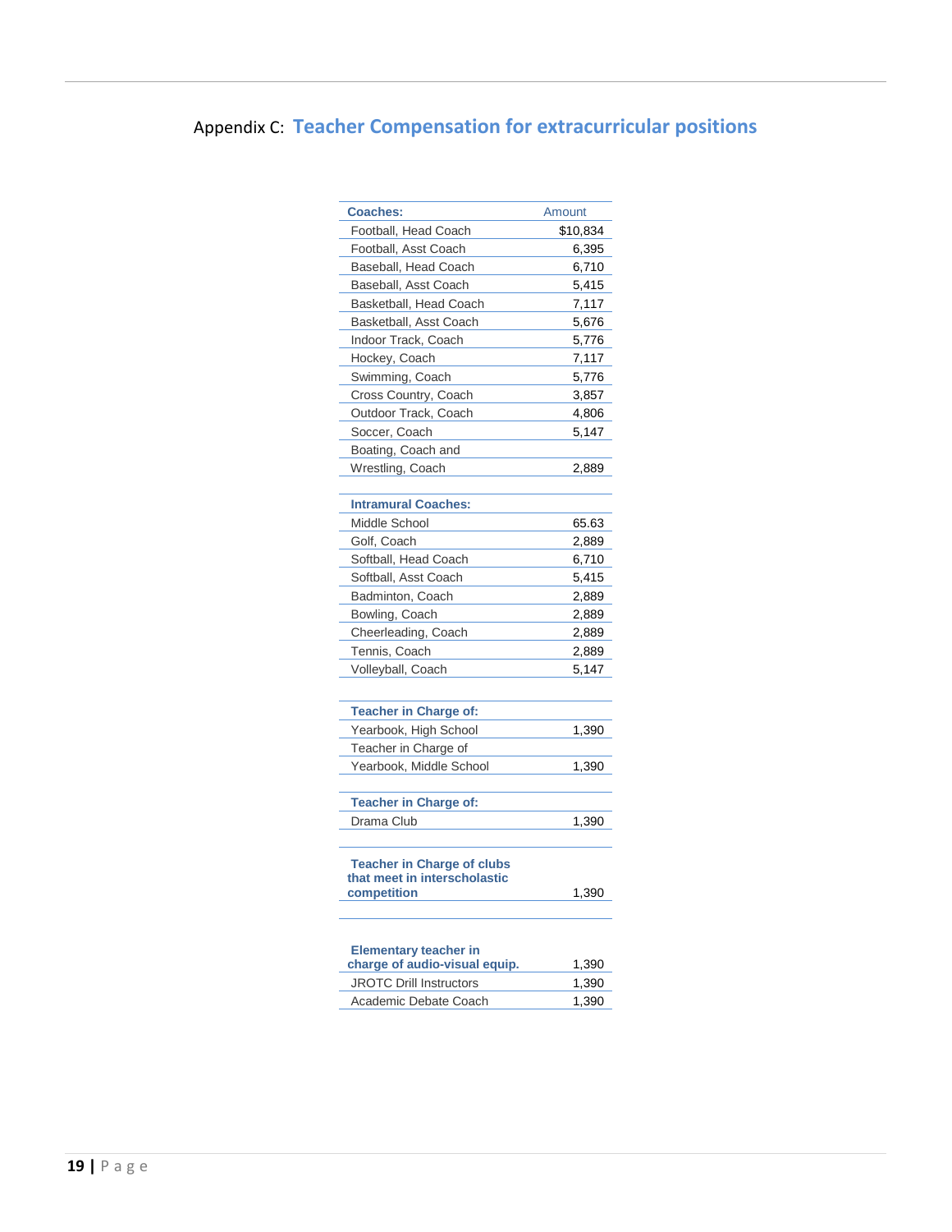## Appendix C: Teacher Compensation for extracurricular positions

| Coaches: | Amount |
|---|---|
| Football, Head Coach | $10,834 |
| Football, Asst Coach | 6,395 |
| Baseball, Head Coach | 6,710 |
| Baseball, Asst Coach | 5,415 |
| Basketball, Head Coach | 7,117 |
| Basketball, Asst Coach | 5,676 |
| Indoor Track, Coach | 5,776 |
| Hockey, Coach | 7,117 |
| Swimming, Coach | 5,776 |
| Cross Country, Coach | 3,857 |
| Outdoor Track, Coach | 4,806 |
| Soccer, Coach | 5,147 |
| Boating, Coach and | |
| Wrestling, Coach | 2,889 |
| | |
| **Intramural Coaches:** | |
| Middle School | 65.63 |
| Golf, Coach | 2,889 |
| Softball, Head Coach | 6,710 |
| Softball, Asst Coach | 5,415 |
| Badminton, Coach | 2,889 |
| Bowling, Coach | 2,889 |
| Cheerleading, Coach | 2,889 |
| Tennis, Coach | 2,889 |
| Volleyball, Coach | 5,147 |
| | |
| **Teacher in Charge of:** | |
| Yearbook, High School | 1,390 |
| Teacher in Charge of | |
| Yearbook, Middle School | 1,390 |
| | |
| **Teacher in Charge of:** | |
| Drama Club | 1,390 |
| | |
| **Teacher in Charge of clubs that meet in interscholastic competition** | 1,390 |
| | |
| **Elementary teacher in charge of audio-visual equip.** | 1,390 |
| JROTC Drill Instructors | 1,390 |
| Academic Debate Coach | 1,390 |